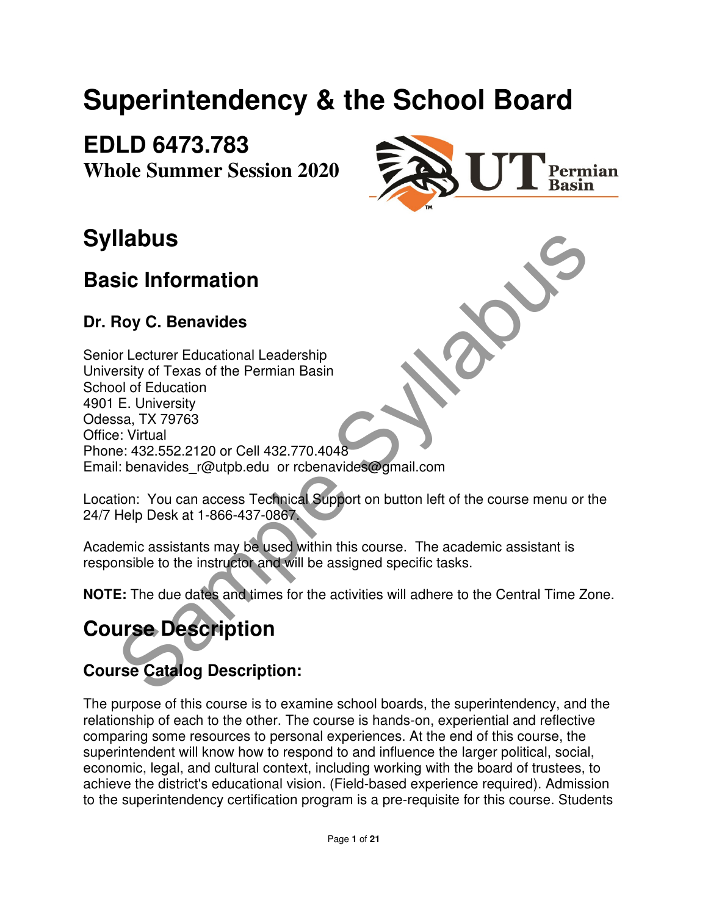# Superintendency & the School Board

## EDLD 6473.783

**Whole Summer Session 2020**

# Syllabus

## Basic Information

### Dr. Roy C. Benavides

Senior Lecturer Educational Leadership
University of Texas of the Permian Basin
School of Education
4901 E. University
Odessa, TX 79763
Office: Virtual
Phone: 432.552.2120 or Cell 432.770.4048
Email: benavides_r@utpb.edu or rcbenavides@gmail.com

Location: You can access Technical Support on button left of the course menu or the 24/7 Help Desk at 1-866-437-0867.

Academic assistants may be used within this course. The academic assistant is responsible to the instructor and will be assigned specific tasks.

**NOTE:** The due dates and times for the activities will adhere to the Central Time Zone.

## Course Description

### Course Catalog Description:

The purpose of this course is to examine school boards, the superintendency, and the relationship of each to the other. The course is hands-on, experiential and reflective comparing some resources to personal experiences. At the end of this course, the superintendent will know how to respond to and influence the larger political, social, economic, legal, and cultural context, including working with the board of trustees, to achieve the district's educational vision. (Field-based experience required). Admission to the superintendency certification program is a pre-requisite for this course. Students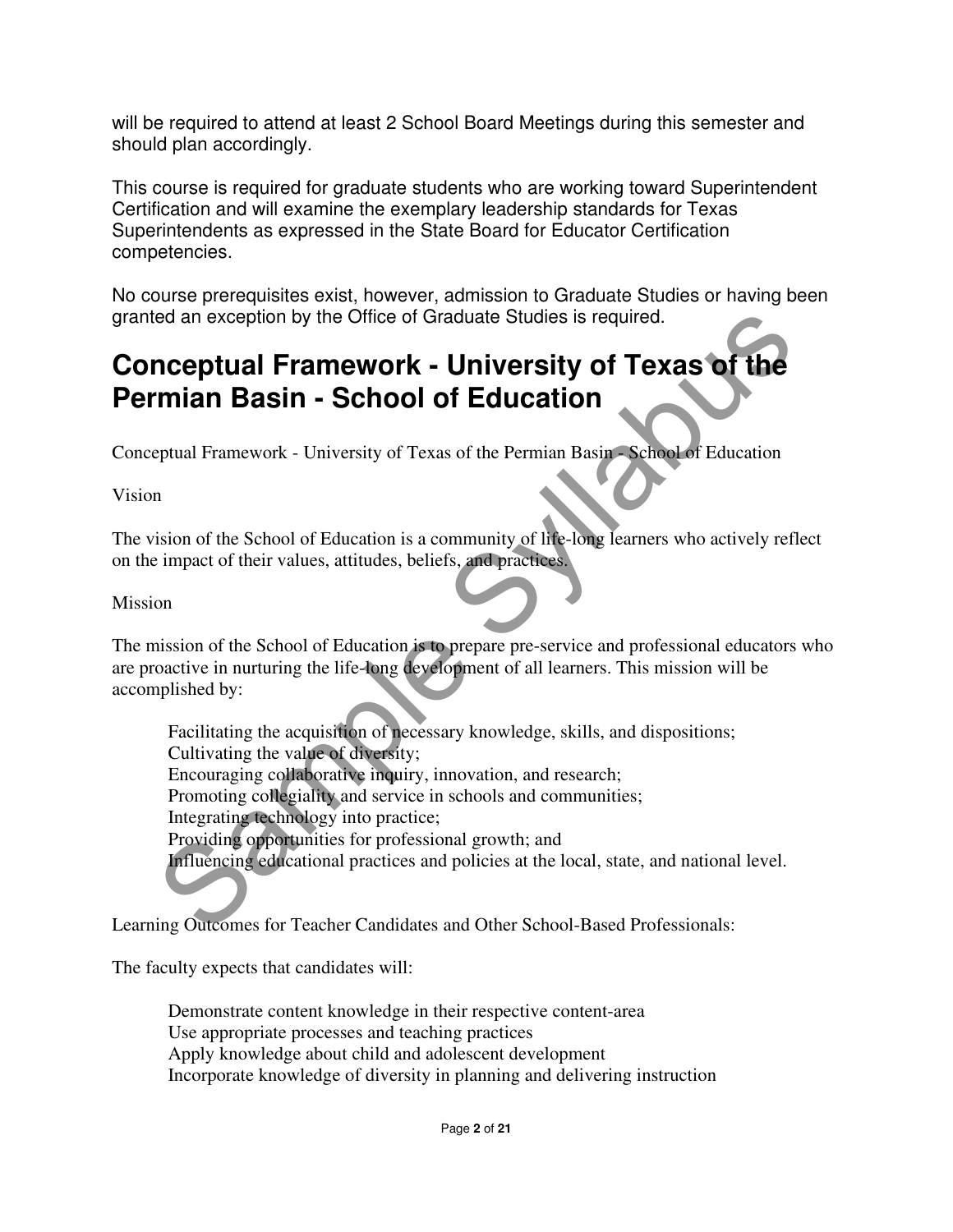will be required to attend at least 2 School Board Meetings during this semester and should plan accordingly.

This course is required for graduate students who are working toward Superintendent Certification and will examine the exemplary leadership standards for Texas Superintendents as expressed in the State Board for Educator Certification competencies.

No course prerequisites exist, however, admission to Graduate Studies or having been granted an exception by the Office of Graduate Studies is required.

# Conceptual Framework - University of Texas of the Permian Basin - School of Education

Conceptual Framework - University of Texas of the Permian Basin - School of Education

Vision

The vision of the School of Education is a community of life-long learners who actively reflect on the impact of their values, attitudes, beliefs, and practices.

Mission

The mission of the School of Education is to prepare pre-service and professional educators who are proactive in nurturing the life-long development of all learners. This mission will be accomplished by:

- Facilitating the acquisition of necessary knowledge, skills, and dispositions;
- Cultivating the value of diversity;
- Encouraging collaborative inquiry, innovation, and research;
- Promoting collegiality and service in schools and communities;
- Integrating technology into practice;
- Providing opportunities for professional growth; and
- Influencing educational practices and policies at the local, state, and national level.

Learning Outcomes for Teacher Candidates and Other School-Based Professionals:

The faculty expects that candidates will:

- Demonstrate content knowledge in their respective content-area
- Use appropriate processes and teaching practices
- Apply knowledge about child and adolescent development
- Incorporate knowledge of diversity in planning and delivering instruction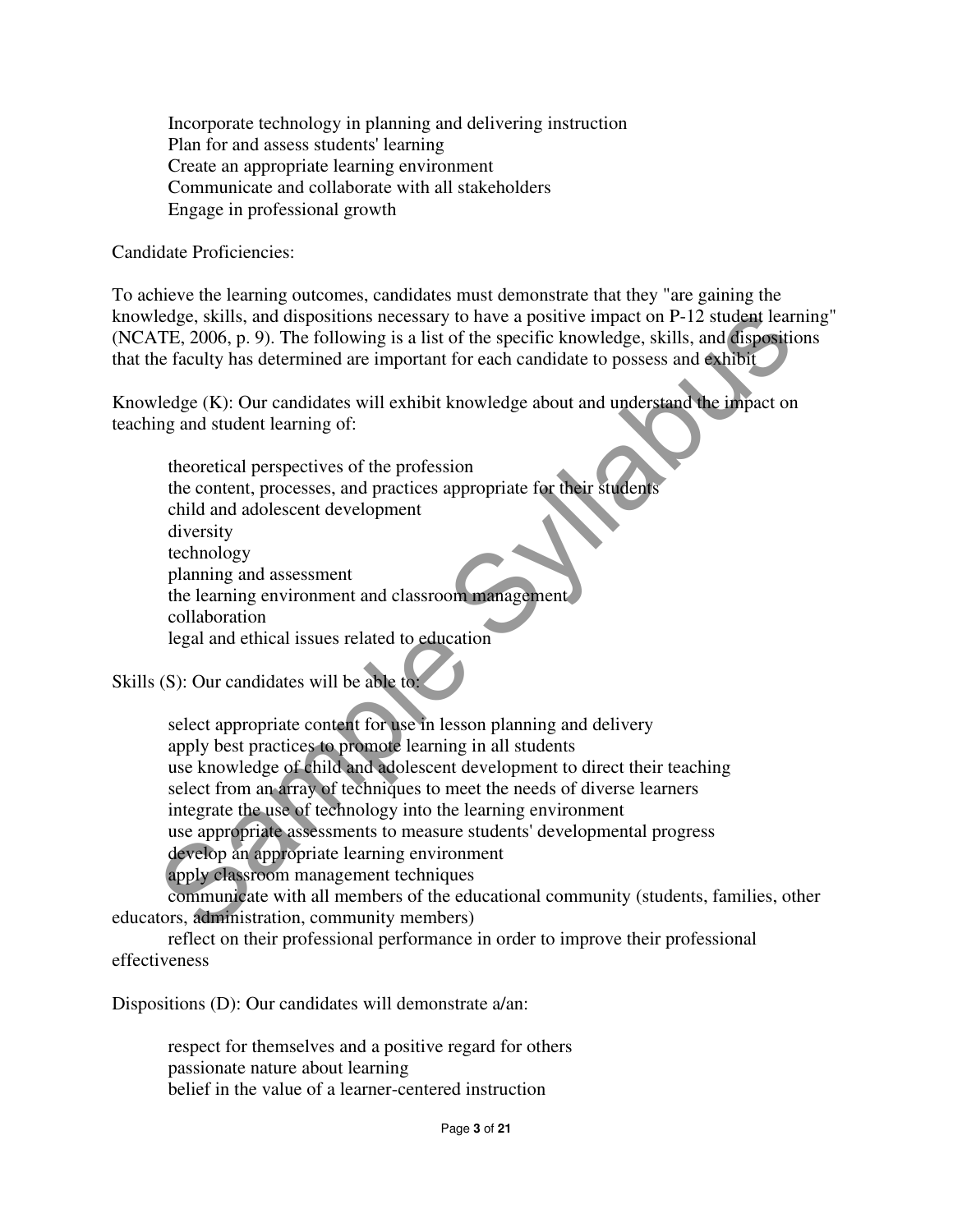- Incorporate technology in planning and delivering instruction
- Plan for and assess students' learning
- Create an appropriate learning environment
- Communicate and collaborate with all stakeholders
- Engage in professional growth

Candidate Proficiencies:

To achieve the learning outcomes, candidates must demonstrate that they "are gaining the knowledge, skills, and dispositions necessary to have a positive impact on P-12 student learning" (NCATE, 2006, p. 9). The following is a list of the specific knowledge, skills, and dispositions that the faculty has determined are important for each candidate to possess and exhibit

Knowledge (K): Our candidates will exhibit knowledge about and understand the impact on teaching and student learning of:

- theoretical perspectives of the profession
- the content, processes, and practices appropriate for their students
- child and adolescent development
- diversity
- technology
- planning and assessment
- the learning environment and classroom management
- collaboration
- legal and ethical issues related to education

Skills (S): Our candidates will be able to:

- select appropriate content for use in lesson planning and delivery
- apply best practices to promote learning in all students
- use knowledge of child and adolescent development to direct their teaching
- select from an array of techniques to meet the needs of diverse learners
- integrate the use of technology into the learning environment
- use appropriate assessments to measure students' developmental progress
- develop an appropriate learning environment
- apply classroom management techniques
- communicate with all members of the educational community (students, families, other educators, administration, community members)
- reflect on their professional performance in order to improve their professional effectiveness

Dispositions (D): Our candidates will demonstrate a/an:

- respect for themselves and a positive regard for others
- passionate nature about learning
- belief in the value of a learner-centered instruction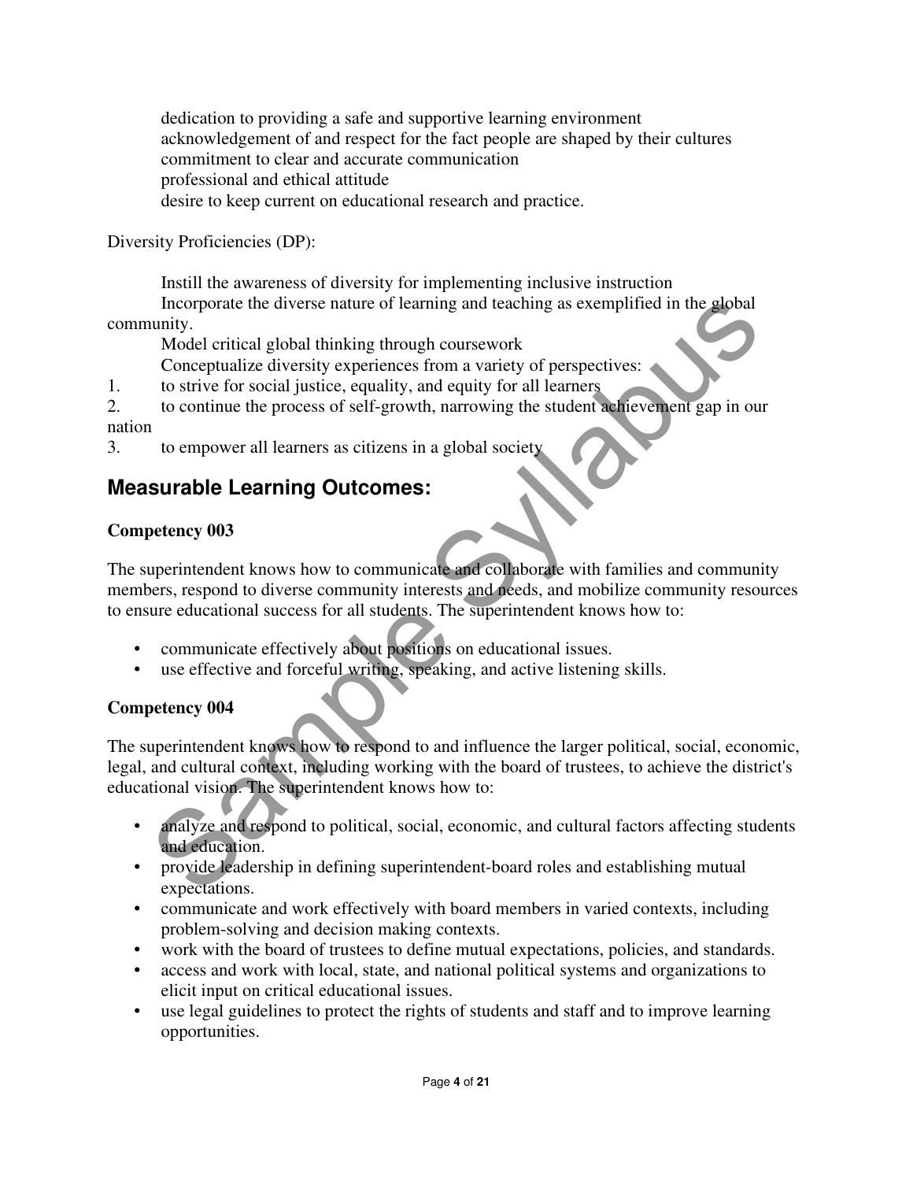dedication to providing a safe and supportive learning environment
acknowledgement of and respect for the fact people are shaped by their cultures
commitment to clear and accurate communication
professional and ethical attitude
desire to keep current on educational research and practice.

Diversity Proficiencies (DP):

Instill the awareness of diversity for implementing inclusive instruction
Incorporate the diverse nature of learning and teaching as exemplified in the global community.
Model critical global thinking through coursework
Conceptualize diversity experiences from a variety of perspectives:

1. to strive for social justice, equality, and equity for all learners
2. to continue the process of self-growth, narrowing the student achievement gap in our nation
3. to empower all learners as citizens in a global society

## Measurable Learning Outcomes:

**Competency 003**

The superintendent knows how to communicate and collaborate with families and community members, respond to diverse community interests and needs, and mobilize community resources to ensure educational success for all students. The superintendent knows how to:

- communicate effectively about positions on educational issues.
- use effective and forceful writing, speaking, and active listening skills.

**Competency 004**

The superintendent knows how to respond to and influence the larger political, social, economic, legal, and cultural context, including working with the board of trustees, to achieve the district's educational vision. The superintendent knows how to:

- analyze and respond to political, social, economic, and cultural factors affecting students and education.
- provide leadership in defining superintendent-board roles and establishing mutual expectations.
- communicate and work effectively with board members in varied contexts, including problem-solving and decision making contexts.
- work with the board of trustees to define mutual expectations, policies, and standards.
- access and work with local, state, and national political systems and organizations to elicit input on critical educational issues.
- use legal guidelines to protect the rights of students and staff and to improve learning opportunities.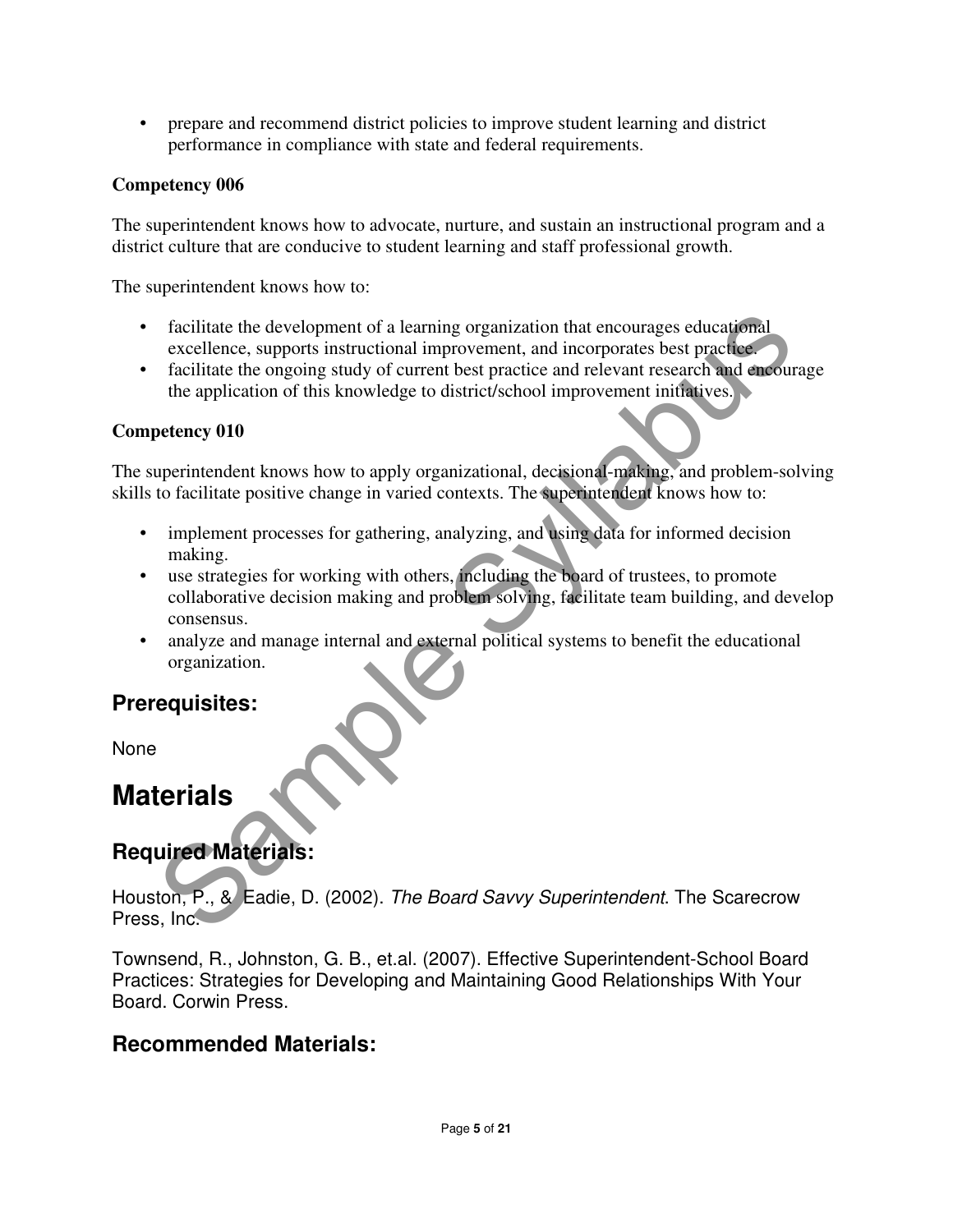- prepare and recommend district policies to improve student learning and district performance in compliance with state and federal requirements.

**Competency 006**

The superintendent knows how to advocate, nurture, and sustain an instructional program and a district culture that are conducive to student learning and staff professional growth.

The superintendent knows how to:

- facilitate the development of a learning organization that encourages educational excellence, supports instructional improvement, and incorporates best practice.
- facilitate the ongoing study of current best practice and relevant research and encourage the application of this knowledge to district/school improvement initiatives.

**Competency 010**

The superintendent knows how to apply organizational, decisional-making, and problem-solving skills to facilitate positive change in varied contexts. The superintendent knows how to:

- implement processes for gathering, analyzing, and using data for informed decision making.
- use strategies for working with others, including the board of trustees, to promote collaborative decision making and problem solving, facilitate team building, and develop consensus.
- analyze and manage internal and external political systems to benefit the educational organization.

## Prerequisites:

None

# Materials

## Required Materials:

Houston, P., & Eadie, D. (2002). *The Board Savvy Superintendent*. The Scarecrow Press, Inc.

Townsend, R., Johnston, G. B., et.al. (2007). Effective Superintendent-School Board Practices: Strategies for Developing and Maintaining Good Relationships With Your Board. Corwin Press.

## Recommended Materials: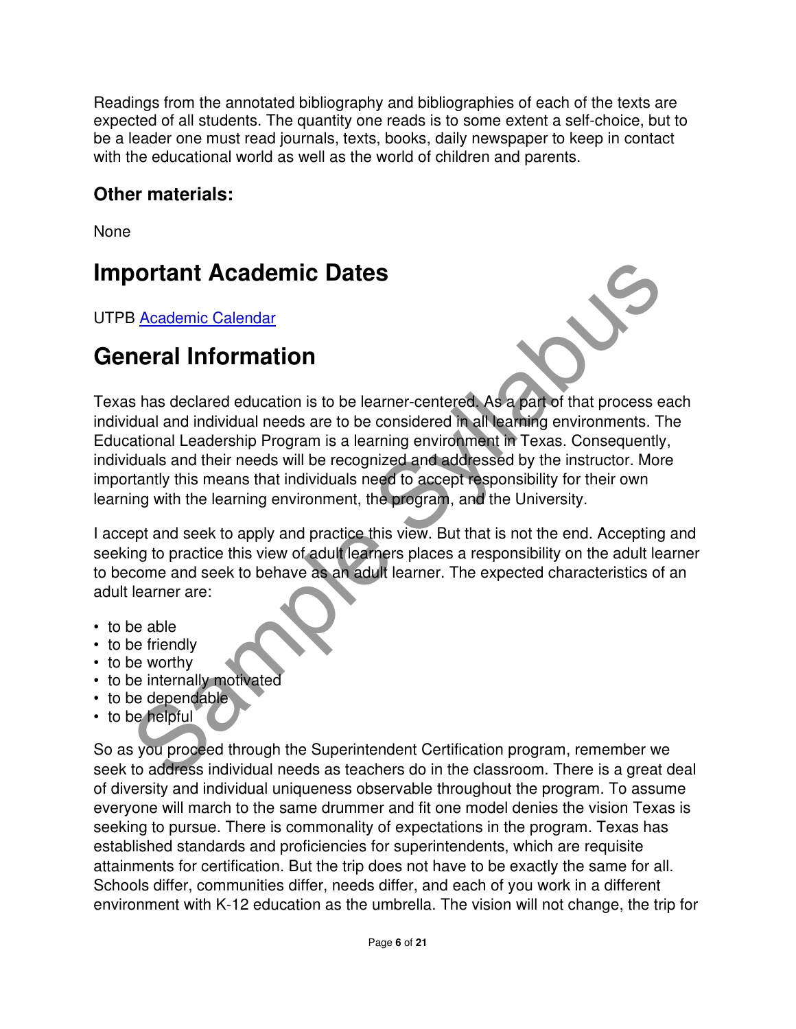Readings from the annotated bibliography and bibliographies of each of the texts are expected of all students. The quantity one reads is to some extent a self-choice, but to be a leader one must read journals, texts, books, daily newspaper to keep in contact with the educational world as well as the world of children and parents.

### Other materials:

None

## Important Academic Dates

UTPB [Academic Calendar]

## General Information

Texas has declared education is to be learner-centered. As a part of that process each individual and individual needs are to be considered in all learning environments. The Educational Leadership Program is a learning environment in Texas. Consequently, individuals and their needs will be recognized and addressed by the instructor. More importantly this means that individuals need to accept responsibility for their own learning with the learning environment, the program, and the University.

I accept and seek to apply and practice this view. But that is not the end. Accepting and seeking to practice this view of adult learners places a responsibility on the adult learner to become and seek to behave as an adult learner. The expected characteristics of an adult learner are:

- to be able
- to be friendly
- to be worthy
- to be internally motivated
- to be dependable
- to be helpful

So as you proceed through the Superintendent Certification program, remember we seek to address individual needs as teachers do in the classroom. There is a great deal of diversity and individual uniqueness observable throughout the program. To assume everyone will march to the same drummer and fit one model denies the vision Texas is seeking to pursue. There is commonality of expectations in the program. Texas has established standards and proficiencies for superintendents, which are requisite attainments for certification. But the trip does not have to be exactly the same for all. Schools differ, communities differ, needs differ, and each of you work in a different environment with K-12 education as the umbrella. The vision will not change, the trip for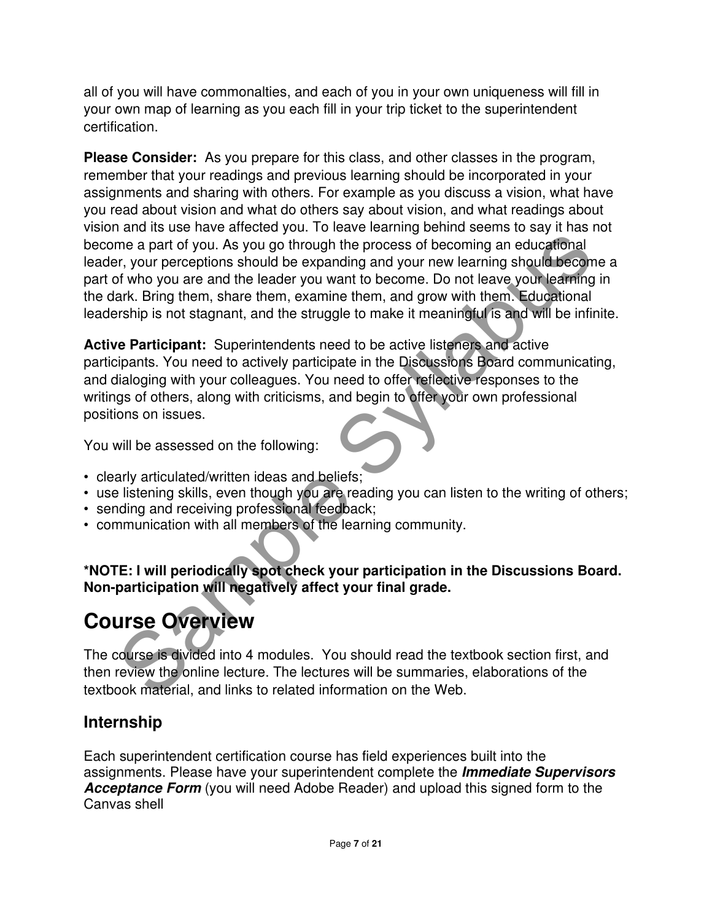all of you will have commonalties, and each of you in your own uniqueness will fill in your own map of learning as you each fill in your trip ticket to the superintendent certification.

**Please Consider:** As you prepare for this class, and other classes in the program, remember that your readings and previous learning should be incorporated in your assignments and sharing with others. For example as you discuss a vision, what have you read about vision and what do others say about vision, and what readings about vision and its use have affected you. To leave learning behind seems to say it has not become a part of you. As you go through the process of becoming an educational leader, your perceptions should be expanding and your new learning should become a part of who you are and the leader you want to become. Do not leave your learning in the dark. Bring them, share them, examine them, and grow with them. Educational leadership is not stagnant, and the struggle to make it meaningful is and will be infinite.

**Active Participant:** Superintendents need to be active listeners and active participants. You need to actively participate in the Discussions Board communicating, and dialoging with your colleagues. You need to offer reflective responses to the writings of others, along with criticisms, and begin to offer your own professional positions on issues.

You will be assessed on the following:

- clearly articulated/written ideas and beliefs;
- use listening skills, even though you are reading you can listen to the writing of others;
- sending and receiving professional feedback;
- communication with all members of the learning community.

**\*NOTE: I will periodically spot check your participation in the Discussions Board. Non-participation will negatively affect your final grade.**

# Course Overview

The course is divided into 4 modules. You should read the textbook section first, and then review the online lecture. The lectures will be summaries, elaborations of the textbook material, and links to related information on the Web.

## Internship

Each superintendent certification course has field experiences built into the assignments. Please have your superintendent complete the ***Immediate Supervisors Acceptance Form*** (you will need Adobe Reader) and upload this signed form to the Canvas shell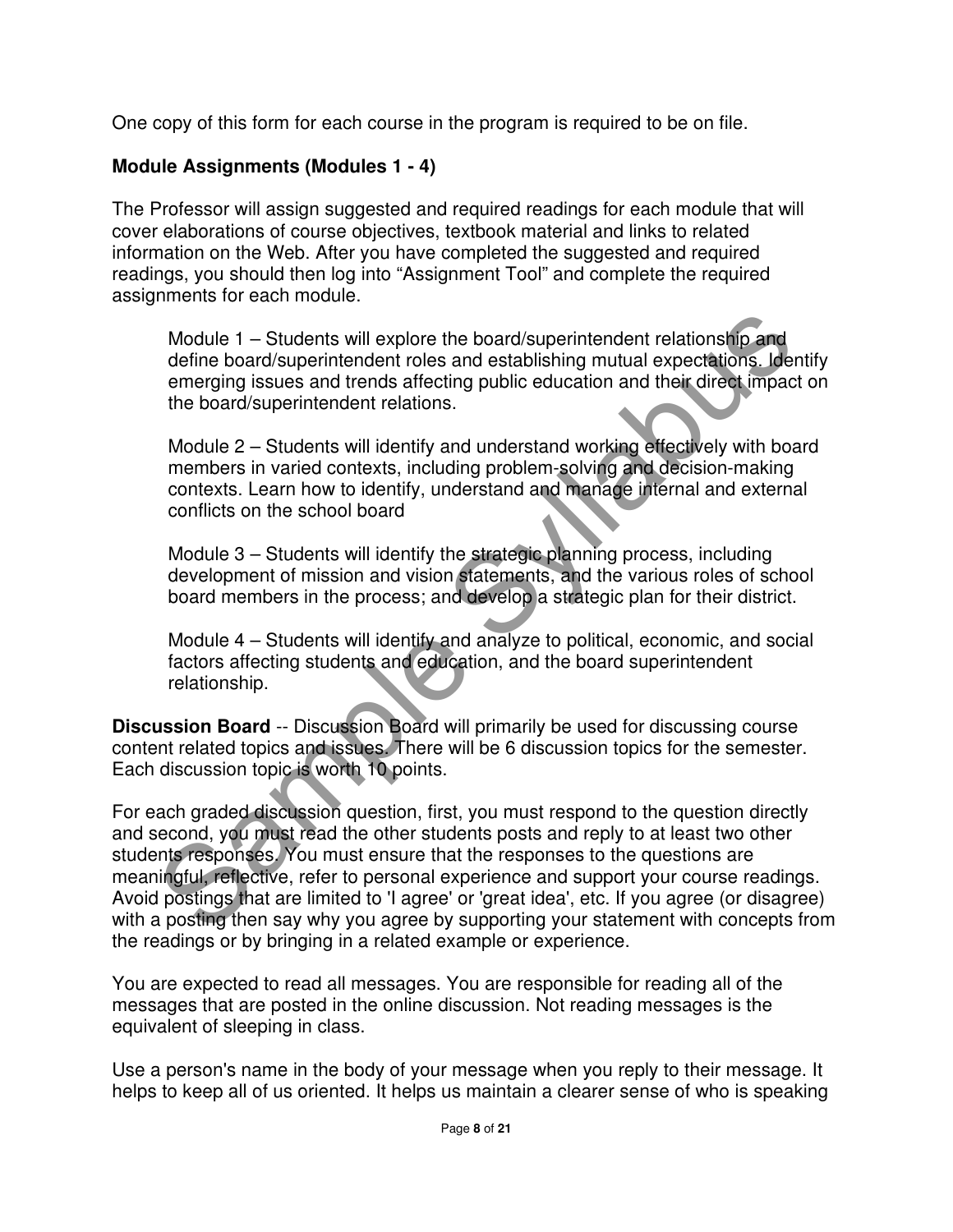One copy of this form for each course in the program is required to be on file.

**Module Assignments (Modules 1 - 4)**

The Professor will assign suggested and required readings for each module that will cover elaborations of course objectives, textbook material and links to related information on the Web. After you have completed the suggested and required readings, you should then log into "Assignment Tool" and complete the required assignments for each module.

> Module 1 – Students will explore the board/superintendent relationship and define board/superintendent roles and establishing mutual expectations. Identify emerging issues and trends affecting public education and their direct impact on the board/superintendent relations.
>
> Module 2 – Students will identify and understand working effectively with board members in varied contexts, including problem-solving and decision-making contexts. Learn how to identify, understand and manage internal and external conflicts on the school board
>
> Module 3 – Students will identify the strategic planning process, including development of mission and vision statements, and the various roles of school board members in the process; and develop a strategic plan for their district.
>
> Module 4 – Students will identify and analyze to political, economic, and social factors affecting students and education, and the board superintendent relationship.

**Discussion Board** -- Discussion Board will primarily be used for discussing course content related topics and issues. There will be 6 discussion topics for the semester. Each discussion topic is worth 10 points.

For each graded discussion question, first, you must respond to the question directly and second, you must read the other students posts and reply to at least two other students responses. You must ensure that the responses to the questions are meaningful, reflective, refer to personal experience and support your course readings. Avoid postings that are limited to 'I agree' or 'great idea', etc. If you agree (or disagree) with a posting then say why you agree by supporting your statement with concepts from the readings or by bringing in a related example or experience.

You are expected to read all messages. You are responsible for reading all of the messages that are posted in the online discussion. Not reading messages is the equivalent of sleeping in class.

Use a person's name in the body of your message when you reply to their message. It helps to keep all of us oriented. It helps us maintain a clearer sense of who is speaking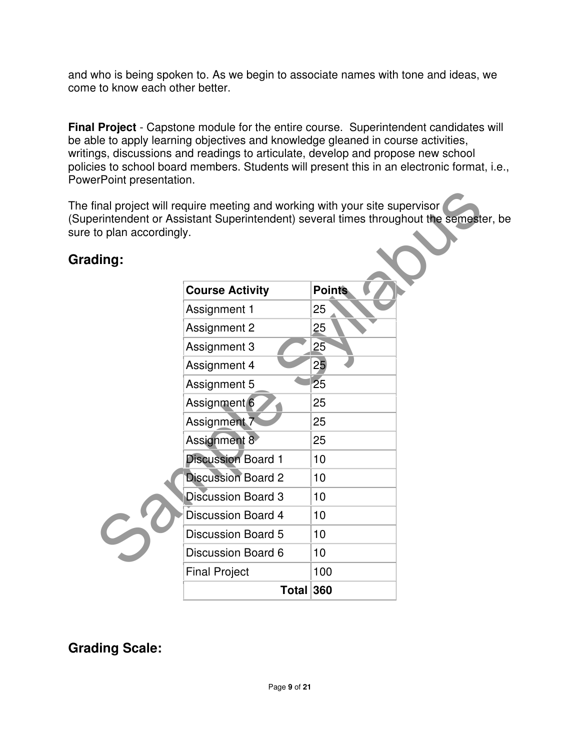and who is being spoken to. As we begin to associate names with tone and ideas, we come to know each other better.

**Final Project** - Capstone module for the entire course. Superintendent candidates will be able to apply learning objectives and knowledge gleaned in course activities, writings, discussions and readings to articulate, develop and propose new school policies to school board members. Students will present this in an electronic format, i.e., PowerPoint presentation.

The final project will require meeting and working with your site supervisor (Superintendent or Assistant Superintendent) several times throughout the semester, be sure to plan accordingly.

## Grading:

| Course Activity | Points |
|---|---|
| Assignment 1 | 25 |
| Assignment 2 | 25 |
| Assignment 3 | 25 |
| Assignment 4 | 25 |
| Assignment 5 | 25 |
| Assignment 6 | 25 |
| Assignment 7 | 25 |
| Assignment 8 | 25 |
| Discussion Board 1 | 10 |
| Discussion Board 2 | 10 |
| Discussion Board 3 | 10 |
| Discussion Board 4 | 10 |
| Discussion Board 5 | 10 |
| Discussion Board 6 | 10 |
| Final Project | 100 |
| **Total** | **360** |

## Grading Scale: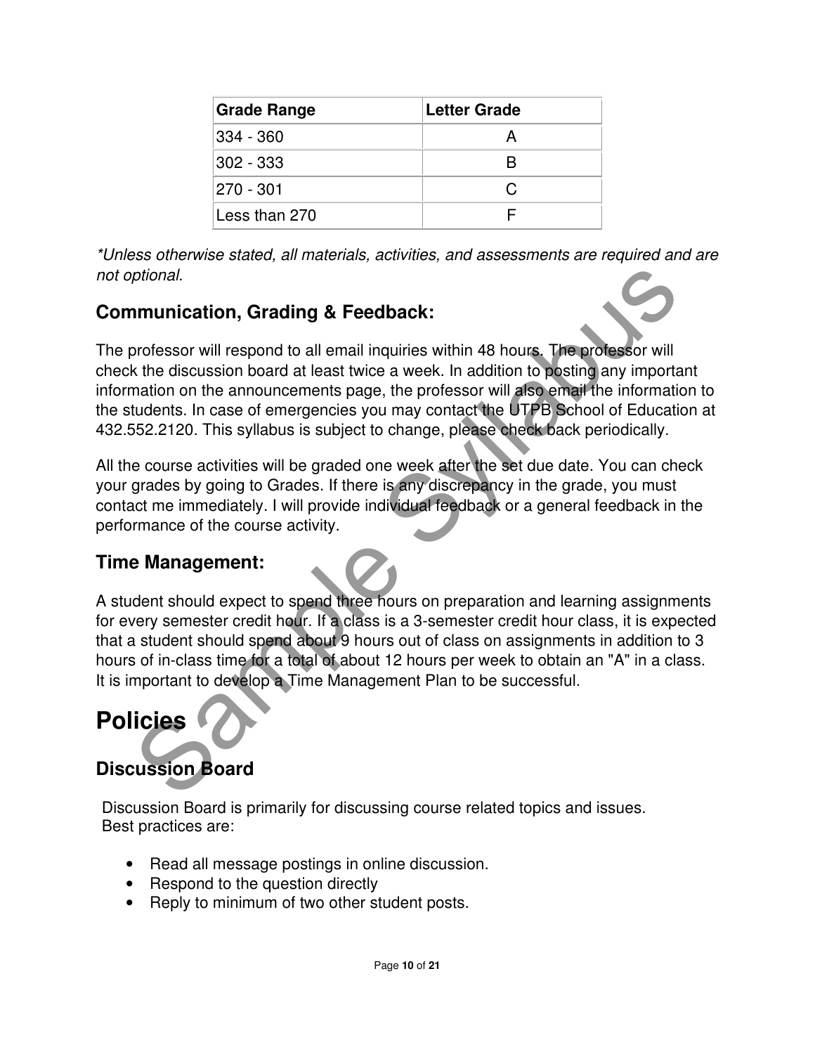| Grade Range | Letter Grade |
| --- | --- |
| 334 - 360 | A |
| 302 - 333 | B |
| 270 - 301 | C |
| Less than 270 | F |

*\*Unless otherwise stated, all materials, activities, and assessments are required and are not optional.*

## Communication, Grading & Feedback:

The professor will respond to all email inquiries within 48 hours. The professor will check the discussion board at least twice a week. In addition to posting any important information on the announcements page, the professor will also email the information to the students. In case of emergencies you may contact the UTPB School of Education at 432.552.2120. This syllabus is subject to change, please check back periodically.

All the course activities will be graded one week after the set due date. You can check your grades by going to Grades. If there is any discrepancy in the grade, you must contact me immediately. I will provide individual feedback or a general feedback in the performance of the course activity.

## Time Management:

A student should expect to spend three hours on preparation and learning assignments for every semester credit hour. If a class is a 3-semester credit hour class, it is expected that a student should spend about 9 hours out of class on assignments in addition to 3 hours of in-class time for a total of about 12 hours per week to obtain an "A" in a class. It is important to develop a Time Management Plan to be successful.

# Policies

## Discussion Board

Discussion Board is primarily for discussing course related topics and issues. Best practices are:

- Read all message postings in online discussion.
- Respond to the question directly
- Reply to minimum of two other student posts.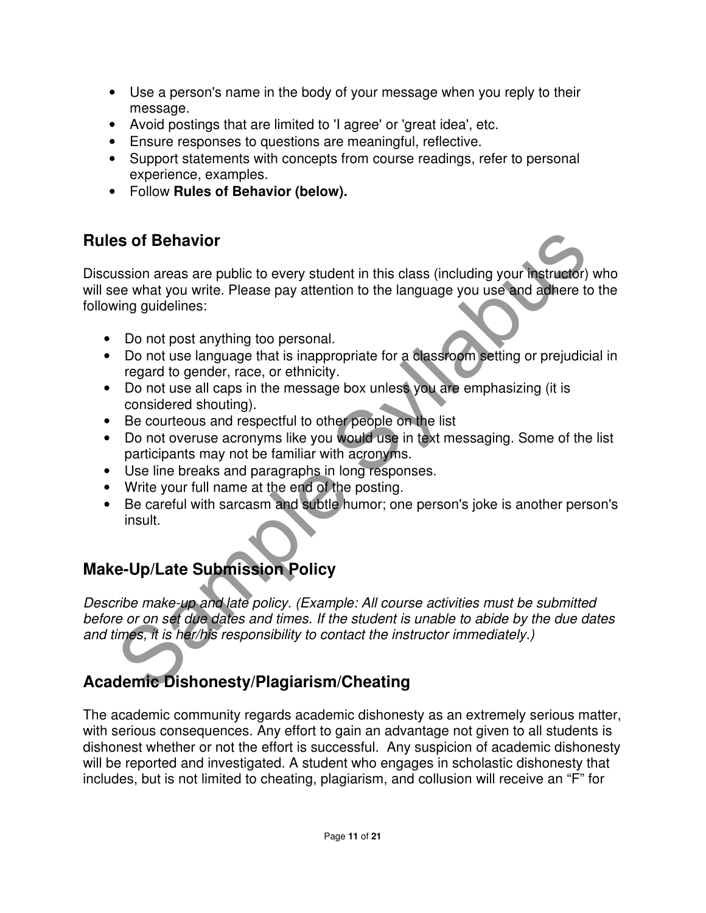- Use a person's name in the body of your message when you reply to their message.
- Avoid postings that are limited to 'I agree' or 'great idea', etc.
- Ensure responses to questions are meaningful, reflective.
- Support statements with concepts from course readings, refer to personal experience, examples.
- Follow **Rules of Behavior (below).**

## Rules of Behavior

Discussion areas are public to every student in this class (including your instructor) who will see what you write. Please pay attention to the language you use and adhere to the following guidelines:

- Do not post anything too personal.
- Do not use language that is inappropriate for a classroom setting or prejudicial in regard to gender, race, or ethnicity.
- Do not use all caps in the message box unless you are emphasizing (it is considered shouting).
- Be courteous and respectful to other people on the list
- Do not overuse acronyms like you would use in text messaging. Some of the list participants may not be familiar with acronyms.
- Use line breaks and paragraphs in long responses.
- Write your full name at the end of the posting.
- Be careful with sarcasm and subtle humor; one person's joke is another person's insult.

## Make-Up/Late Submission Policy

*Describe make-up and late policy. (Example: All course activities must be submitted before or on set due dates and times. If the student is unable to abide by the due dates and times, it is her/his responsibility to contact the instructor immediately.)*

## Academic Dishonesty/Plagiarism/Cheating

The academic community regards academic dishonesty as an extremely serious matter, with serious consequences. Any effort to gain an advantage not given to all students is dishonest whether or not the effort is successful. Any suspicion of academic dishonesty will be reported and investigated. A student who engages in scholastic dishonesty that includes, but is not limited to cheating, plagiarism, and collusion will receive an "F" for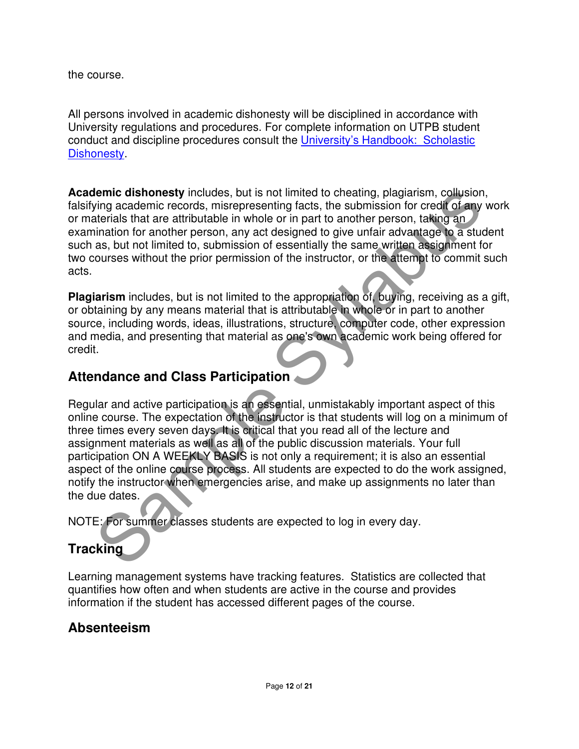the course.

All persons involved in academic dishonesty will be disciplined in accordance with University regulations and procedures. For complete information on UTPB student conduct and discipline procedures consult the [University's Handbook: Scholastic Dishonesty](#).

**Academic dishonesty** includes, but is not limited to cheating, plagiarism, collusion, falsifying academic records, misrepresenting facts, the submission for credit of any work or materials that are attributable in whole or in part to another person, taking an examination for another person, any act designed to give unfair advantage to a student such as, but not limited to, submission of essentially the same written assignment for two courses without the prior permission of the instructor, or the attempt to commit such acts.

**Plagiarism** includes, but is not limited to the appropriation of, buying, receiving as a gift, or obtaining by any means material that is attributable in whole or in part to another source, including words, ideas, illustrations, structure, computer code, other expression and media, and presenting that material as one's own academic work being offered for credit.

## Attendance and Class Participation

Regular and active participation is an essential, unmistakably important aspect of this online course. The expectation of the instructor is that students will log on a minimum of three times every seven days. It is critical that you read all of the lecture and assignment materials as well as all of the public discussion materials. Your full participation ON A WEEKLY BASIS is not only a requirement; it is also an essential aspect of the online course process. All students are expected to do the work assigned, notify the instructor when emergencies arise, and make up assignments no later than the due dates.

NOTE: For summer classes students are expected to log in every day.

## Tracking

Learning management systems have tracking features. Statistics are collected that quantifies how often and when students are active in the course and provides information if the student has accessed different pages of the course.

## Absenteeism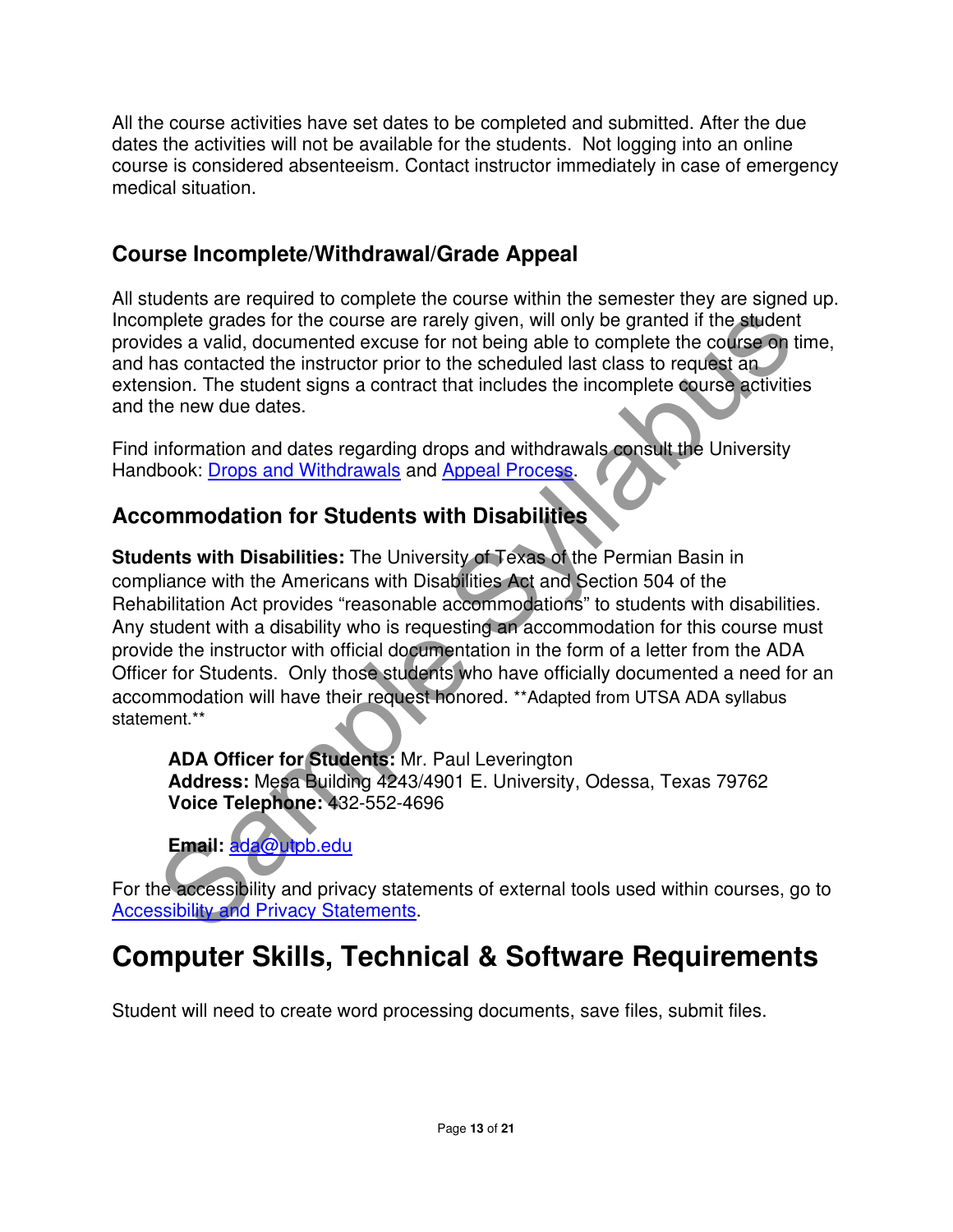All the course activities have set dates to be completed and submitted. After the due dates the activities will not be available for the students. Not logging into an online course is considered absenteeism. Contact instructor immediately in case of emergency medical situation.

### Course Incomplete/Withdrawal/Grade Appeal

All students are required to complete the course within the semester they are signed up. Incomplete grades for the course are rarely given, will only be granted if the student provides a valid, documented excuse for not being able to complete the course on time, and has contacted the instructor prior to the scheduled last class to request an extension. The student signs a contract that includes the incomplete course activities and the new due dates.

Find information and dates regarding drops and withdrawals consult the University Handbook: Drops and Withdrawals and Appeal Process.

### Accommodation for Students with Disabilities

**Students with Disabilities:** The University of Texas of the Permian Basin in compliance with the Americans with Disabilities Act and Section 504 of the Rehabilitation Act provides "reasonable accommodations" to students with disabilities. Any student with a disability who is requesting an accommodation for this course must provide the instructor with official documentation in the form of a letter from the ADA Officer for Students. Only those students who have officially documented a need for an accommodation will have their request honored. **Adapted from UTSA ADA syllabus statement.**

> **ADA Officer for Students:** Mr. Paul Leverington
> **Address:** Mesa Building 4243/4901 E. University, Odessa, Texas 79762
> **Voice Telephone:** 432-552-4696
>
> **Email:** ada@utpb.edu

For the accessibility and privacy statements of external tools used within courses, go to Accessibility and Privacy Statements.

# Computer Skills, Technical & Software Requirements

Student will need to create word processing documents, save files, submit files.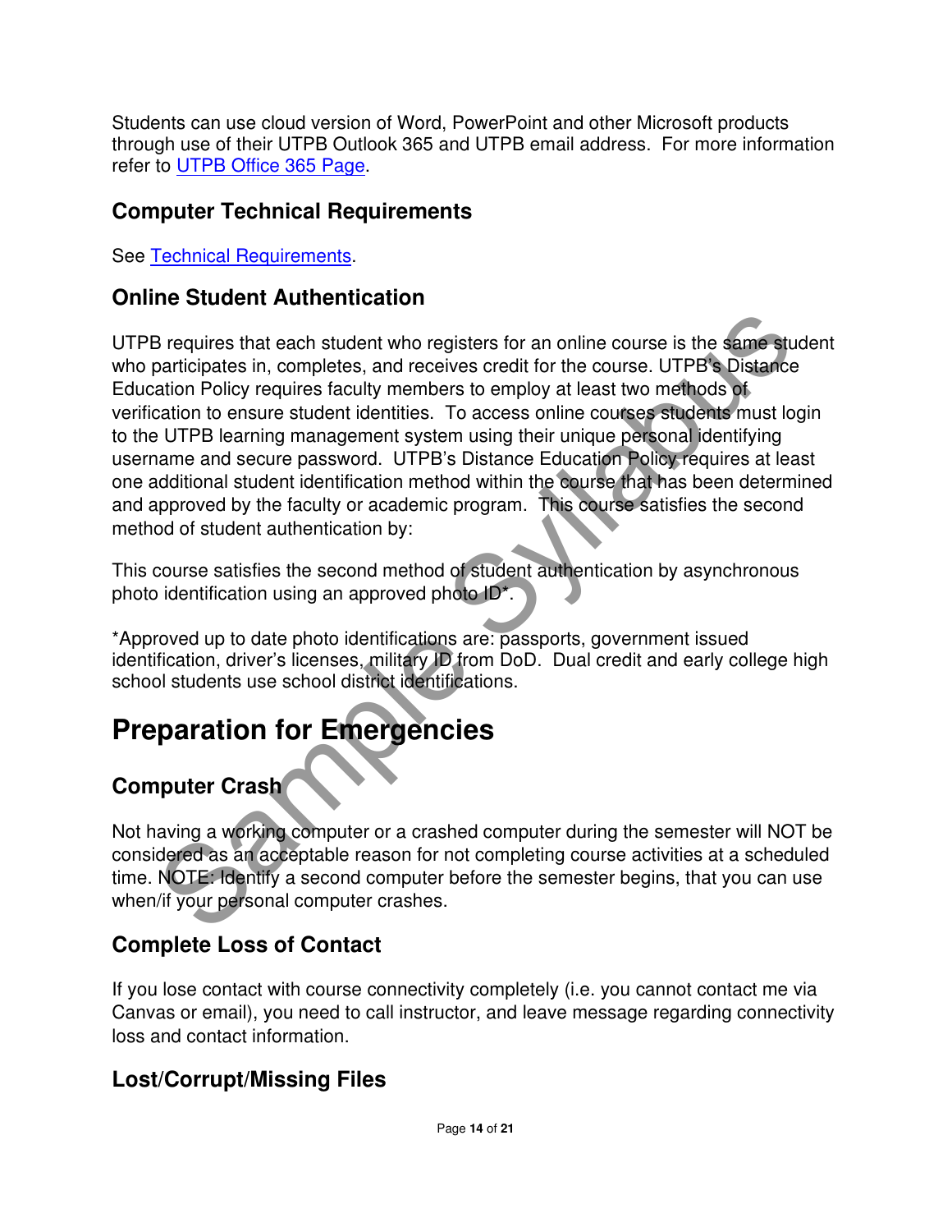Students can use cloud version of Word, PowerPoint and other Microsoft products through use of their UTPB Outlook 365 and UTPB email address. For more information refer to [UTPB Office 365 Page](#).

### Computer Technical Requirements

See [Technical Requirements](#).

### Online Student Authentication

UTPB requires that each student who registers for an online course is the same student who participates in, completes, and receives credit for the course. UTPB's Distance Education Policy requires faculty members to employ at least two methods of verification to ensure student identities. To access online courses students must login to the UTPB learning management system using their unique personal identifying username and secure password. UTPB's Distance Education Policy requires at least one additional student identification method within the course that has been determined and approved by the faculty or academic program. This course satisfies the second method of student authentication by:

This course satisfies the second method of student authentication by asynchronous photo identification using an approved photo ID*.

*Approved up to date photo identifications are: passports, government issued identification, driver's licenses, military ID from DoD. Dual credit and early college high school students use school district identifications.

## Preparation for Emergencies

### Computer Crash

Not having a working computer or a crashed computer during the semester will NOT be considered as an acceptable reason for not completing course activities at a scheduled time. NOTE: Identify a second computer before the semester begins, that you can use when/if your personal computer crashes.

### Complete Loss of Contact

If you lose contact with course connectivity completely (i.e. you cannot contact me via Canvas or email), you need to call instructor, and leave message regarding connectivity loss and contact information.

### Lost/Corrupt/Missing Files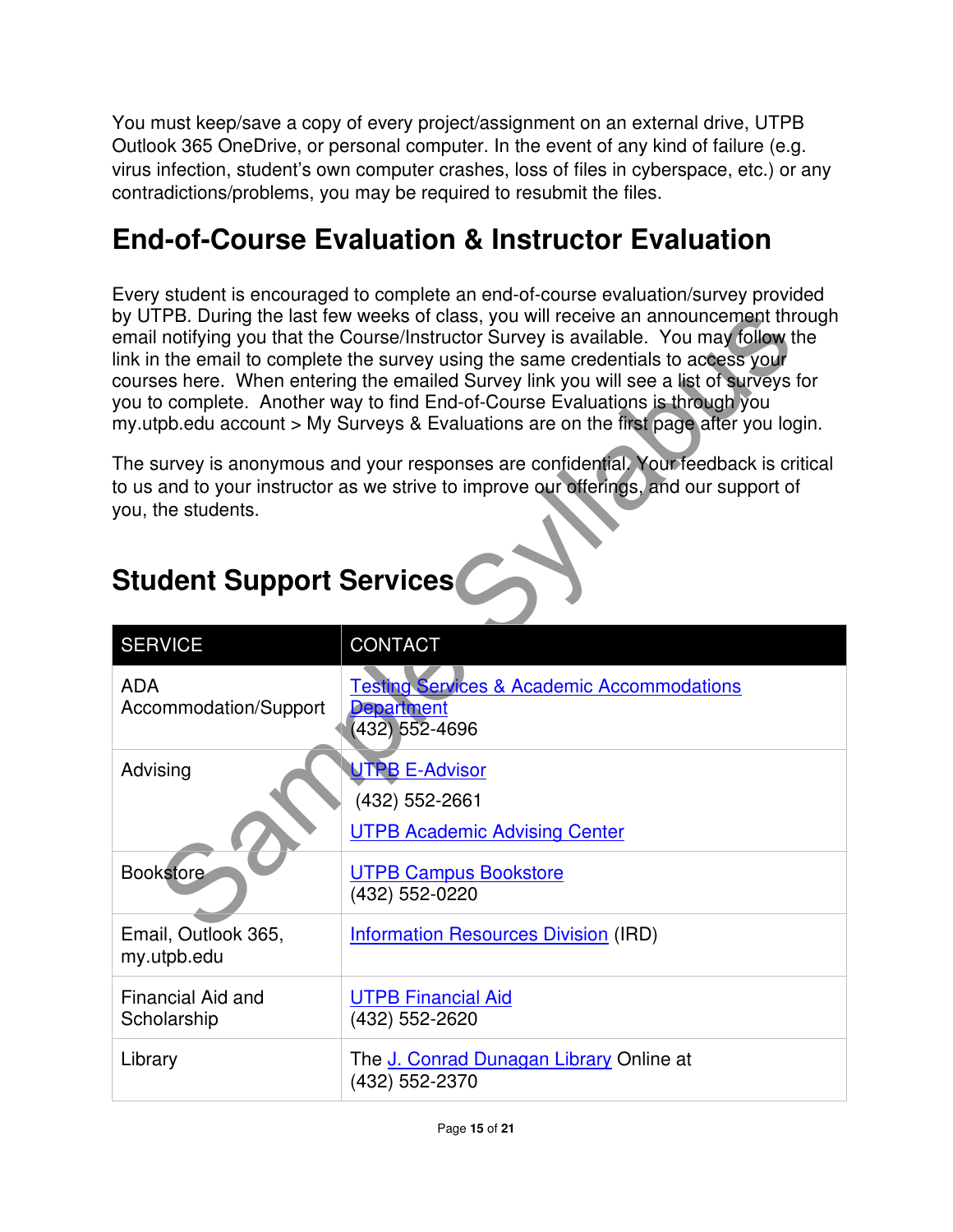You must keep/save a copy of every project/assignment on an external drive, UTPB Outlook 365 OneDrive, or personal computer. In the event of any kind of failure (e.g. virus infection, student's own computer crashes, loss of files in cyberspace, etc.) or any contradictions/problems, you may be required to resubmit the files.

## End-of-Course Evaluation & Instructor Evaluation

Every student is encouraged to complete an end-of-course evaluation/survey provided by UTPB. During the last few weeks of class, you will receive an announcement through email notifying you that the Course/Instructor Survey is available. You may follow the link in the email to complete the survey using the same credentials to access your courses here. When entering the emailed Survey link you will see a list of surveys for you to complete. Another way to find End-of-Course Evaluations is through you my.utpb.edu account > My Surveys & Evaluations are on the first page after you login.

The survey is anonymous and your responses are confidential. Your feedback is critical to us and to your instructor as we strive to improve our offerings, and our support of you, the students.

## Student Support Services

| SERVICE | CONTACT |
|---|---|
| ADA Accommodation/Support | Testing Services & Academic Accommodations Department (432) 552-4696 |
| Advising | UTPB E-Advisor (432) 552-2661 UTPB Academic Advising Center |
| Bookstore | UTPB Campus Bookstore (432) 552-0220 |
| Email, Outlook 365, my.utpb.edu | Information Resources Division (IRD) |
| Financial Aid and Scholarship | UTPB Financial Aid (432) 552-2620 |
| Library | The J. Conrad Dunagan Library Online at (432) 552-2370 |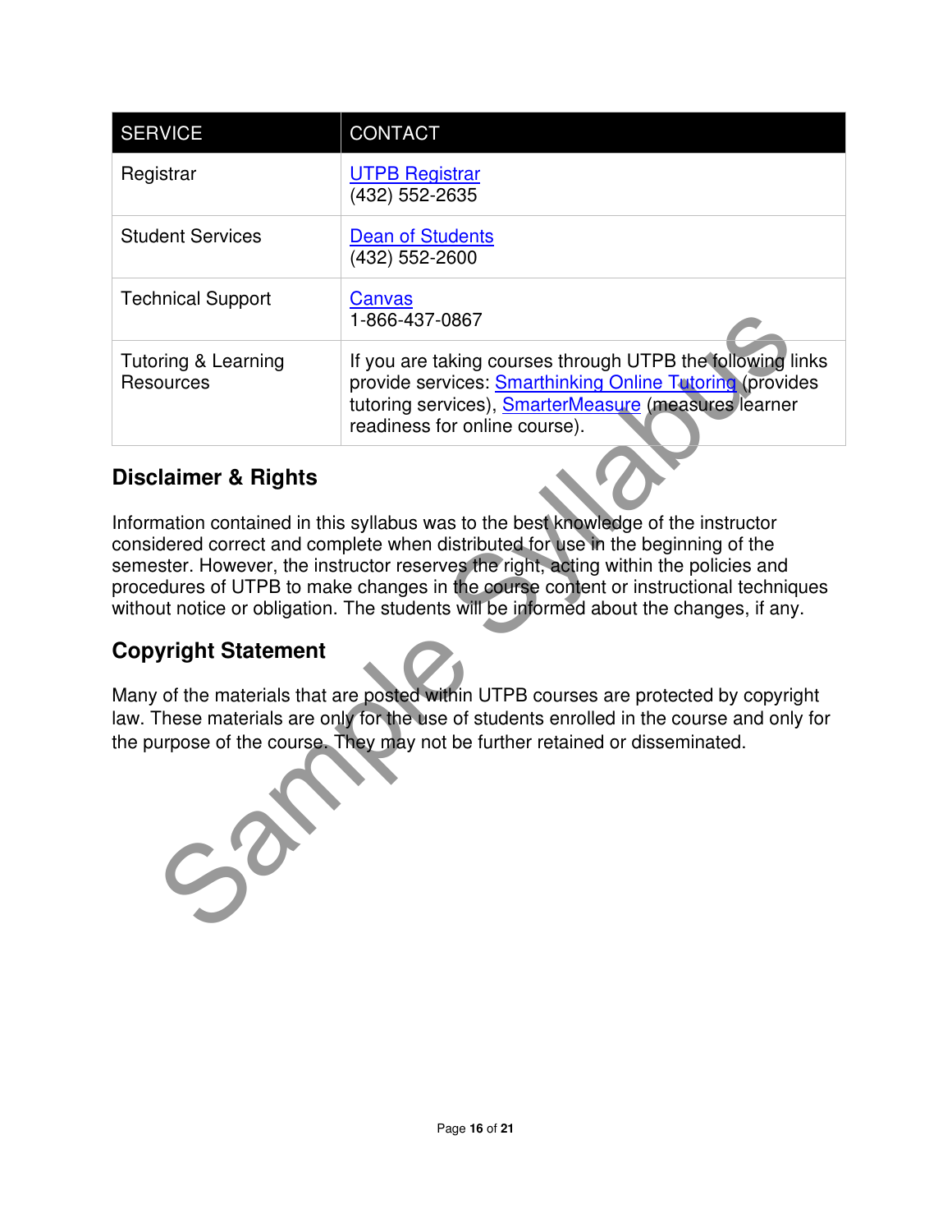| SERVICE | CONTACT |
|---|---|
| Registrar | UTPB Registrar<br>(432) 552-2635 |
| Student Services | Dean of Students<br>(432) 552-2600 |
| Technical Support | Canvas<br>1-866-437-0867 |
| Tutoring & Learning Resources | If you are taking courses through UTPB the following links provide services: Smarthinking Online Tutoring (provides tutoring services), SmarterMeasure (measures learner readiness for online course). |

## Disclaimer & Rights

Information contained in this syllabus was to the best knowledge of the instructor considered correct and complete when distributed for use in the beginning of the semester. However, the instructor reserves the right, acting within the policies and procedures of UTPB to make changes in the course content or instructional techniques without notice or obligation. The students will be informed about the changes, if any.

## Copyright Statement

Many of the materials that are posted within UTPB courses are protected by copyright law. These materials are only for the use of students enrolled in the course and only for the purpose of the course. They may not be further retained or disseminated.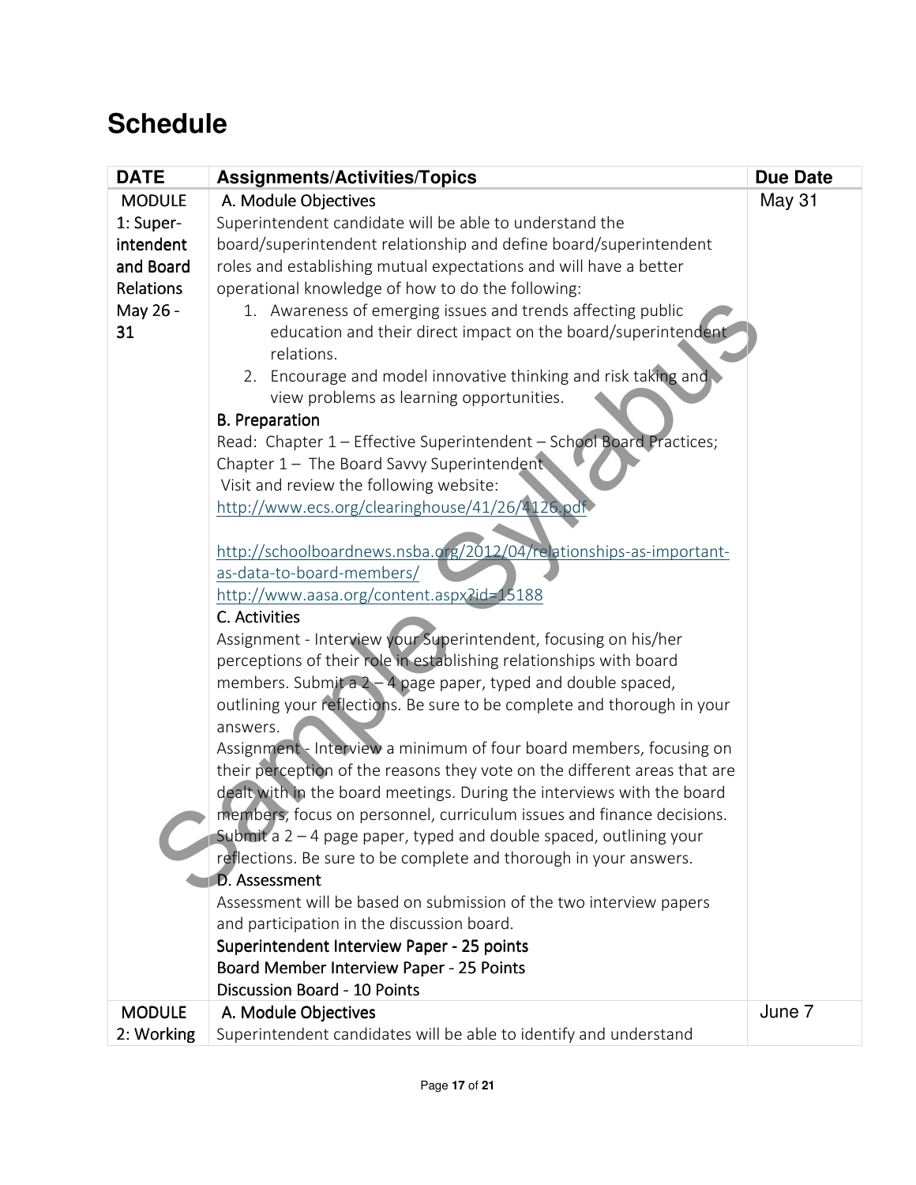# Schedule

| DATE | Assignments/Activities/Topics | Due Date |
|---|---|---|
| MODULE 1: Super-intendent and Board Relations May 26 - 31 | A. Module Objectives<br>Superintendent candidate will be able to understand the board/superintendent relationship and define board/superintendent roles and establishing mutual expectations and will have a better operational knowledge of how to do the following:<br>1. Awareness of emerging issues and trends affecting public education and their direct impact on the board/superintendent relations.<br>2. Encourage and model innovative thinking and risk taking and view problems as learning opportunities.<br>**B. Preparation**<br>Read: Chapter 1 – Effective Superintendent – School Board Practices; Chapter 1 – The Board Savvy Superintendent<br>Visit and review the following website:<br>http://www.ecs.org/clearinghouse/41/26/4126.pdf<br><br>http://schoolboardnews.nsba.org/2012/04/relationships-as-important-as-data-to-board-members/<br>http://www.aasa.org/content.aspx?id=15188<br>C. Activities<br>Assignment - Interview your Superintendent, focusing on his/her perceptions of their role in establishing relationships with board members. Submit a 2 – 4 page paper, typed and double spaced, outlining your reflections. Be sure to be complete and thorough in your answers.<br>Assignment - Interview a minimum of four board members, focusing on their perception of the reasons they vote on the different areas that are dealt with in the board meetings. During the interviews with the board members, focus on personnel, curriculum issues and finance decisions. Submit a 2 – 4 page paper, typed and double spaced, outlining your reflections. Be sure to be complete and thorough in your answers.<br>D. Assessment<br>Assessment will be based on submission of the two interview papers and participation in the discussion board.<br>Superintendent Interview Paper - 25 points<br>Board Member Interview Paper - 25 Points<br>Discussion Board - 10 Points | May 31 |
| MODULE 2: Working | A. Module Objectives<br>Superintendent candidates will be able to identify and understand | June 7 |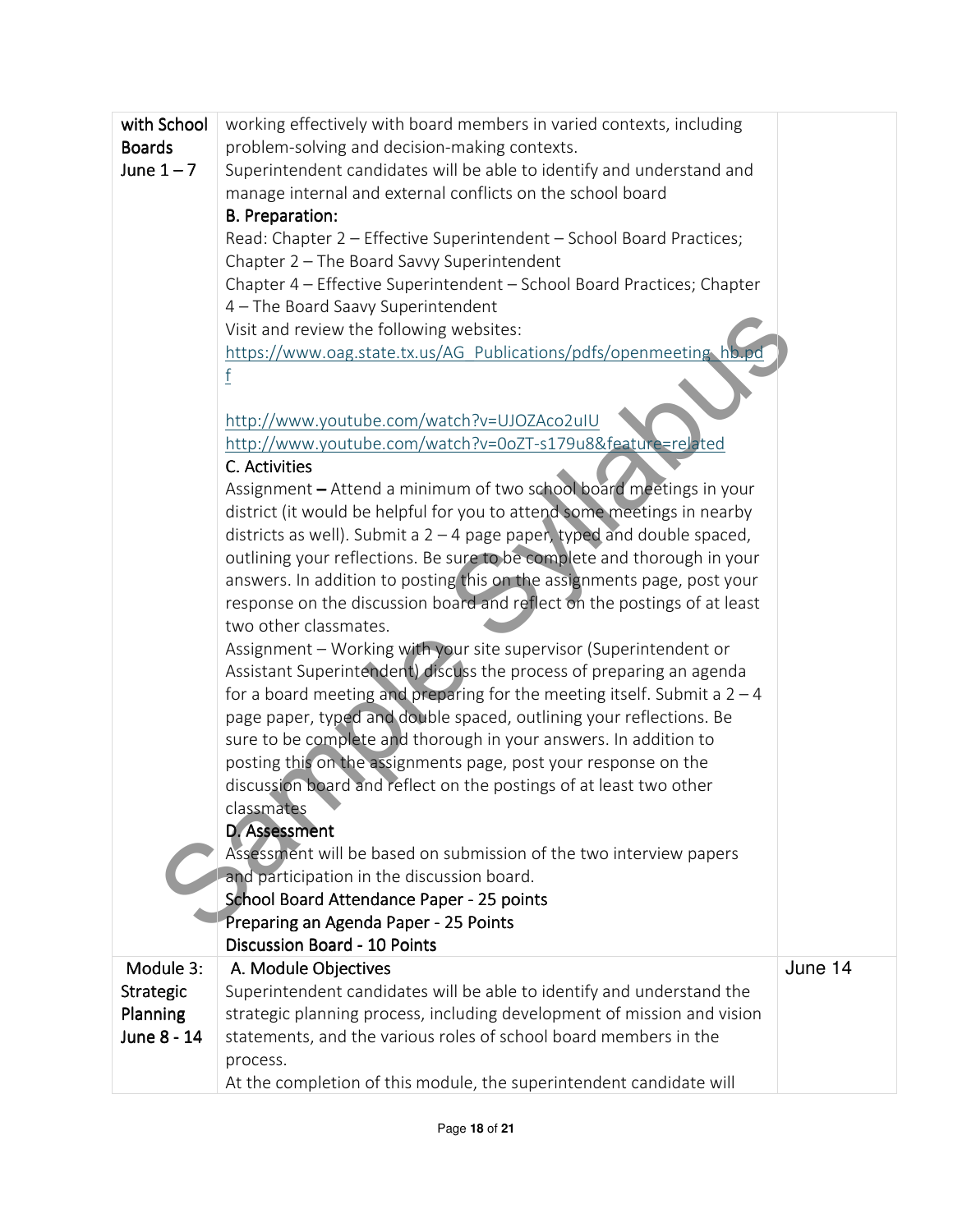| with School Boards June 1 – 7 | working effectively with board members in varied contexts, including problem-solving and decision-making contexts.<br>Superintendent candidates will be able to identify and understand and manage internal and external conflicts on the school board<br>**B. Preparation:**<br>Read: Chapter 2 – Effective Superintendent – School Board Practices; Chapter 2 – The Board Savvy Superintendent<br>Chapter 4 – Effective Superintendent – School Board Practices; Chapter 4 – The Board Saavy Superintendent<br>Visit and review the following websites:<br>https://www.oag.state.tx.us/AG_Publications/pdfs/openmeeting_hb.pdf<br><br>http://www.youtube.com/watch?v=UJOZAco2uIU<br>http://www.youtube.com/watch?v=0oZT-s179u8&feature=related<br>**C. Activities**<br>Assignment **–** Attend a minimum of two school board meetings in your district (it would be helpful for you to attend some meetings in nearby districts as well). Submit a 2 – 4 page paper, typed and double spaced, outlining your reflections. Be sure to be complete and thorough in your answers. In addition to posting this on the assignments page, post your response on the discussion board and reflect on the postings of at least two other classmates.<br>Assignment – Working with your site supervisor (Superintendent or Assistant Superintendent) discuss the process of preparing an agenda for a board meeting and preparing for the meeting itself. Submit a 2 – 4 page paper, typed and double spaced, outlining your reflections. Be sure to be complete and thorough in your answers. In addition to posting this on the assignments page, post your response on the discussion board and reflect on the postings of at least two other classmates<br>**D. Assessment**<br>Assessment will be based on submission of the two interview papers and participation in the discussion board.<br>School Board Attendance Paper - 25 points<br>Preparing an Agenda Paper - 25 Points<br>Discussion Board - 10 Points | |
|---|---|---|
| Module 3: Strategic Planning June 8 - 14 | A. Module Objectives<br>Superintendent candidates will be able to identify and understand the strategic planning process, including development of mission and vision statements, and the various roles of school board members in the process.<br>At the completion of this module, the superintendent candidate will | June 14 |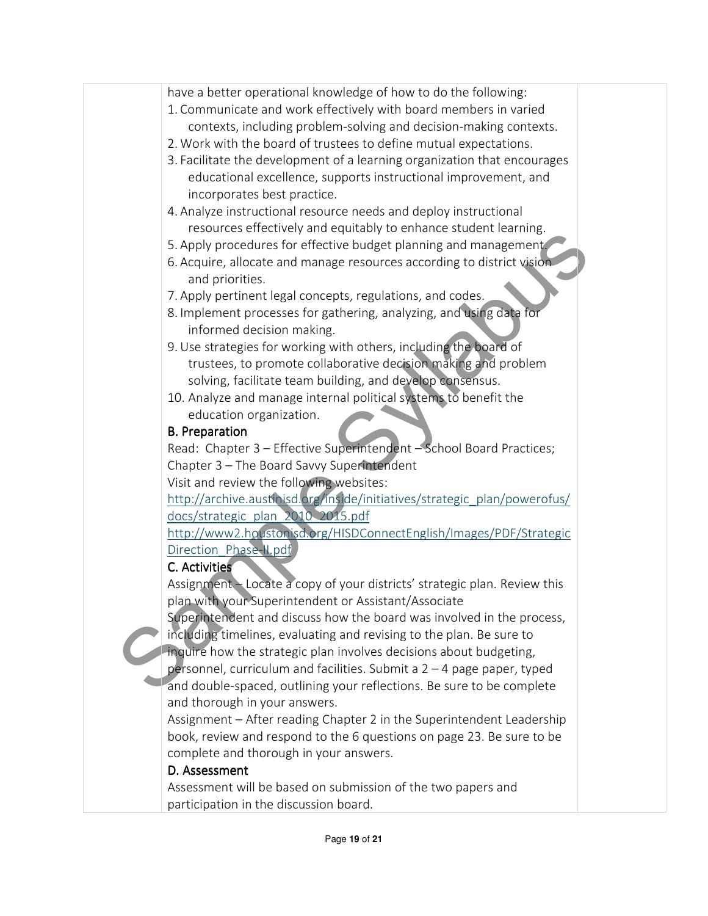have a better operational knowledge of how to do the following:

1. Communicate and work effectively with board members in varied contexts, including problem-solving and decision-making contexts.
2. Work with the board of trustees to define mutual expectations.
3. Facilitate the development of a learning organization that encourages educational excellence, supports instructional improvement, and incorporates best practice.
4. Analyze instructional resource needs and deploy instructional resources effectively and equitably to enhance student learning.
5. Apply procedures for effective budget planning and management.
6. Acquire, allocate and manage resources according to district vision and priorities.
7. Apply pertinent legal concepts, regulations, and codes.
8. Implement processes for gathering, analyzing, and using data for informed decision making.
9. Use strategies for working with others, including the board of trustees, to promote collaborative decision making and problem solving, facilitate team building, and develop consensus.
10. Analyze and manage internal political systems to benefit the education organization.

### B. Preparation

Read: Chapter 3 – Effective Superintendent – School Board Practices; Chapter 3 – The Board Savvy Superintendent

Visit and review the following websites:

http://archive.austinisd.org/inside/initiatives/strategic_plan/powerofus/docs/strategic_plan_2010_2015.pdf

http://www2.houstonisd.org/HISDConnectEnglish/Images/PDF/StrategicDirection_Phase-II.pdf

### C. Activities

Assignment – Locate a copy of your districts' strategic plan. Review this plan with your Superintendent or Assistant/Associate Superintendent and discuss how the board was involved in the process, including timelines, evaluating and revising to the plan. Be sure to inquire how the strategic plan involves decisions about budgeting, personnel, curriculum and facilities. Submit a 2 – 4 page paper, typed and double-spaced, outlining your reflections. Be sure to be complete and thorough in your answers.

Assignment – After reading Chapter 2 in the Superintendent Leadership book, review and respond to the 6 questions on page 23. Be sure to be complete and thorough in your answers.

### D. Assessment

Assessment will be based on submission of the two papers and participation in the discussion board.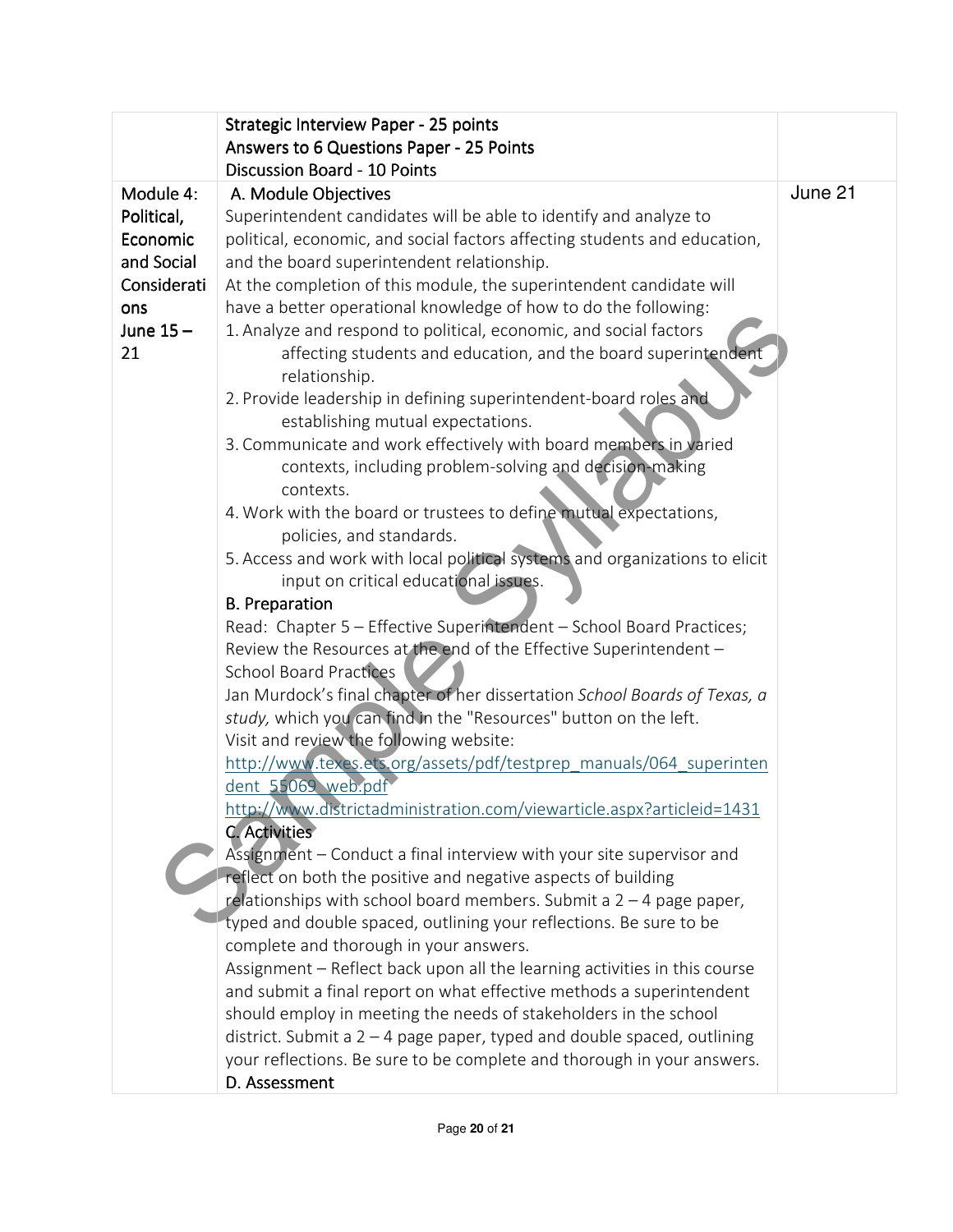| | Strategic Interview Paper - 25 points<br>Answers to 6 Questions Paper - 25 Points<br>Discussion Board - 10 Points | |
|---|---|---|
| Module 4: Political, Economic and Social Considerations<br>June 15 – 21 | A. Module Objectives<br>Superintendent candidates will be able to identify and analyze to political, economic, and social factors affecting students and education, and the board superintendent relationship.<br>At the completion of this module, the superintendent candidate will have a better operational knowledge of how to do the following:<br>1. Analyze and respond to political, economic, and social factors affecting students and education, and the board superintendent relationship.<br>2. Provide leadership in defining superintendent-board roles and establishing mutual expectations.<br>3. Communicate and work effectively with board members in varied contexts, including problem-solving and decision-making contexts.<br>4. Work with the board or trustees to define mutual expectations, policies, and standards.<br>5. Access and work with local political systems and organizations to elicit input on critical educational issues.<br>B. Preparation<br>Read: Chapter 5 – Effective Superintendent – School Board Practices; Review the Resources at the end of the Effective Superintendent – School Board Practices<br>Jan Murdock's final chapter of her dissertation *School Boards of Texas, a study,* which you can find in the "Resources" button on the left.<br>Visit and review the following website:<br>http://www.texes.ets.org/assets/pdf/testprep_manuals/064_superintendent_55069_web.pdf<br>http://www.districtadministration.com/viewarticle.aspx?articleid=1431<br>C. Activities<br>Assignment – Conduct a final interview with your site supervisor and reflect on both the positive and negative aspects of building relationships with school board members. Submit a 2 – 4 page paper, typed and double spaced, outlining your reflections. Be sure to be complete and thorough in your answers.<br>Assignment – Reflect back upon all the learning activities in this course and submit a final report on what effective methods a superintendent should employ in meeting the needs of stakeholders in the school district. Submit a 2 – 4 page paper, typed and double spaced, outlining your reflections. Be sure to be complete and thorough in your answers.<br>D. Assessment | June 21 |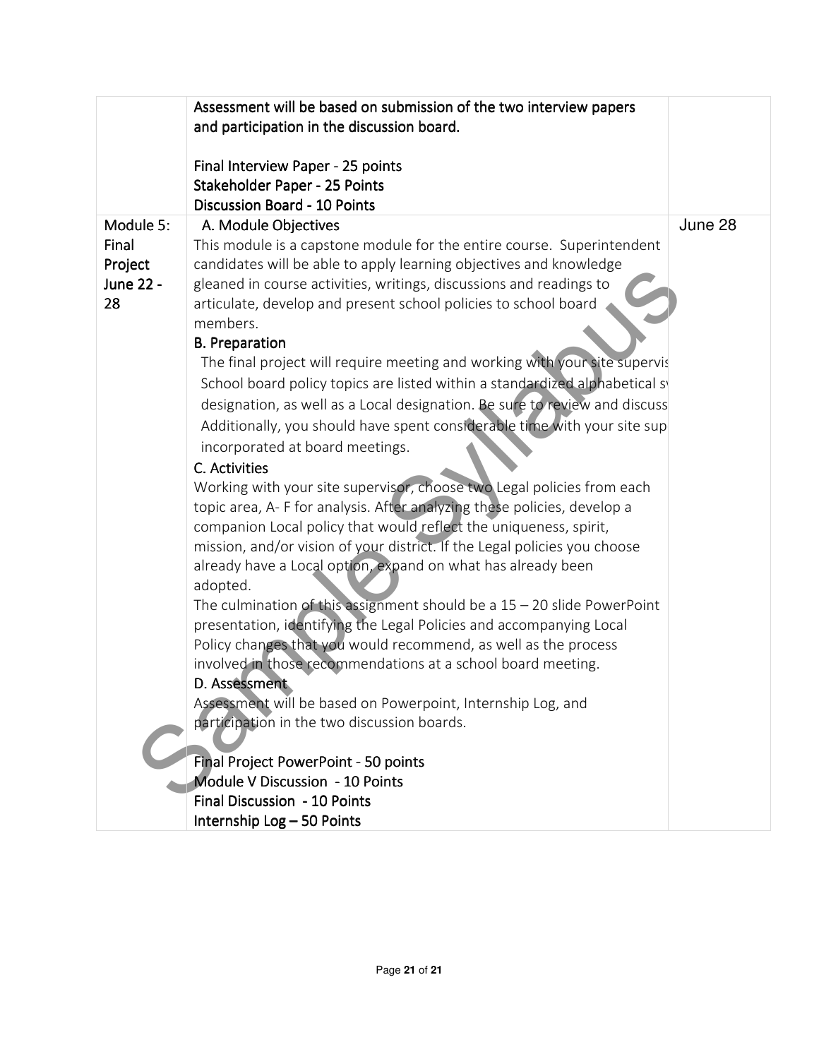| | | |
|---|---|---|
| | Assessment will be based on submission of the two interview papers and participation in the discussion board.<br><br>Final Interview Paper - 25 points<br>Stakeholder Paper - 25 Points<br>Discussion Board - 10 Points | |
| Module 5: Final Project June 22 - 28 | A. Module Objectives<br>This module is a capstone module for the entire course. Superintendent candidates will be able to apply learning objectives and knowledge gleaned in course activities, writings, discussions and readings to articulate, develop and present school policies to school board members.<br>B. Preparation<br>The final project will require meeting and working with your site supervis<br>School board policy topics are listed within a standardized alphabetical s<br>designation, as well as a Local designation. Be sure to review and discuss<br>Additionally, you should have spent considerable time with your site sup<br>incorporated at board meetings.<br>C. Activities<br>Working with your site supervisor, choose two Legal policies from each topic area, A- F for analysis. After analyzing these policies, develop a companion Local policy that would reflect the uniqueness, spirit, mission, and/or vision of your district. If the Legal policies you choose already have a Local option, expand on what has already been adopted.<br>The culmination of this assignment should be a 15 – 20 slide PowerPoint presentation, identifying the Legal Policies and accompanying Local Policy changes that you would recommend, as well as the process involved in those recommendations at a school board meeting.<br>D. Assessment<br>Assessment will be based on Powerpoint, Internship Log, and participation in the two discussion boards.<br><br>Final Project PowerPoint - 50 points<br>Module V Discussion - 10 Points<br>Final Discussion - 10 Points<br>Internship Log – 50 Points | June 28 |